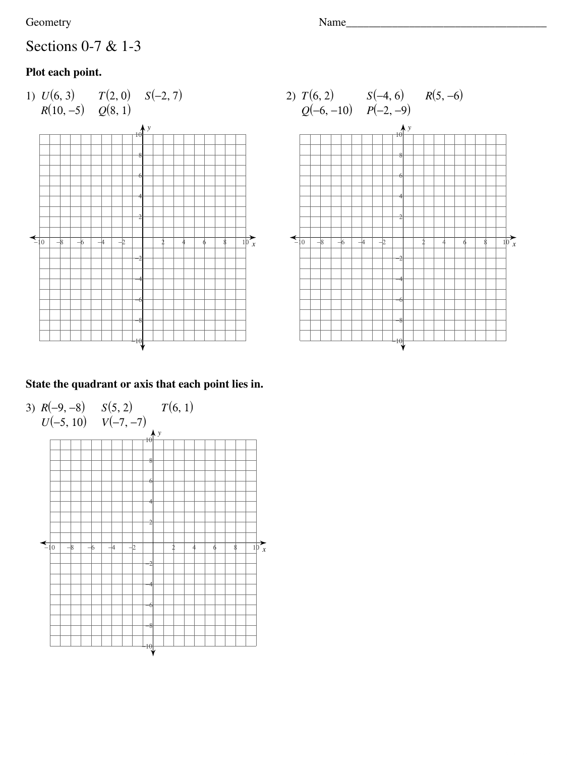Geometry Name___________________________________

# Sections 0-7 & 1-3

**Plot each point.**

1) $U(6, 3)$ $T(2, 0)$ $S(-2, 7)$
$R(10, -5)$ $Q(8, 1)$

2) $T(6, 2)$ $S(-4, 6)$ $R(5, -6)$
$Q(-6, -10)$ $P(-2, -9)$

**State the quadrant or axis that each point lies in.**

3) $R(-9, -8)$ $S(5, 2)$ $T(6, 1)$
$U(-5, 10)$ $V(-7, -7)$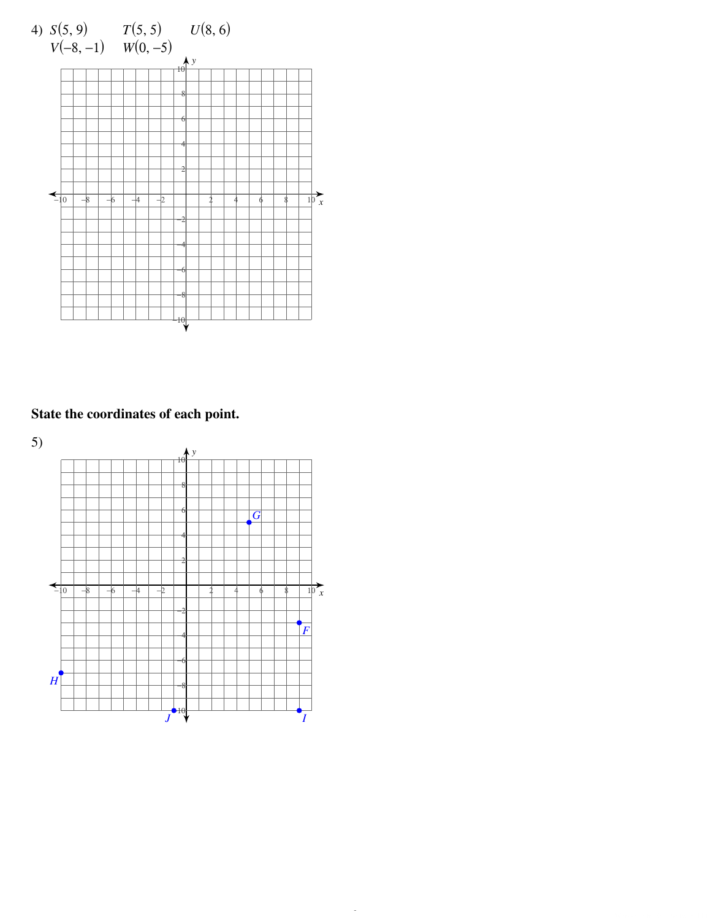4) $S(5, 9)$ $T(5, 5)$ $U(8, 6)$
$V(-8, -1)$ $W(0, -5)$

**State the coordinates of each point.**

5)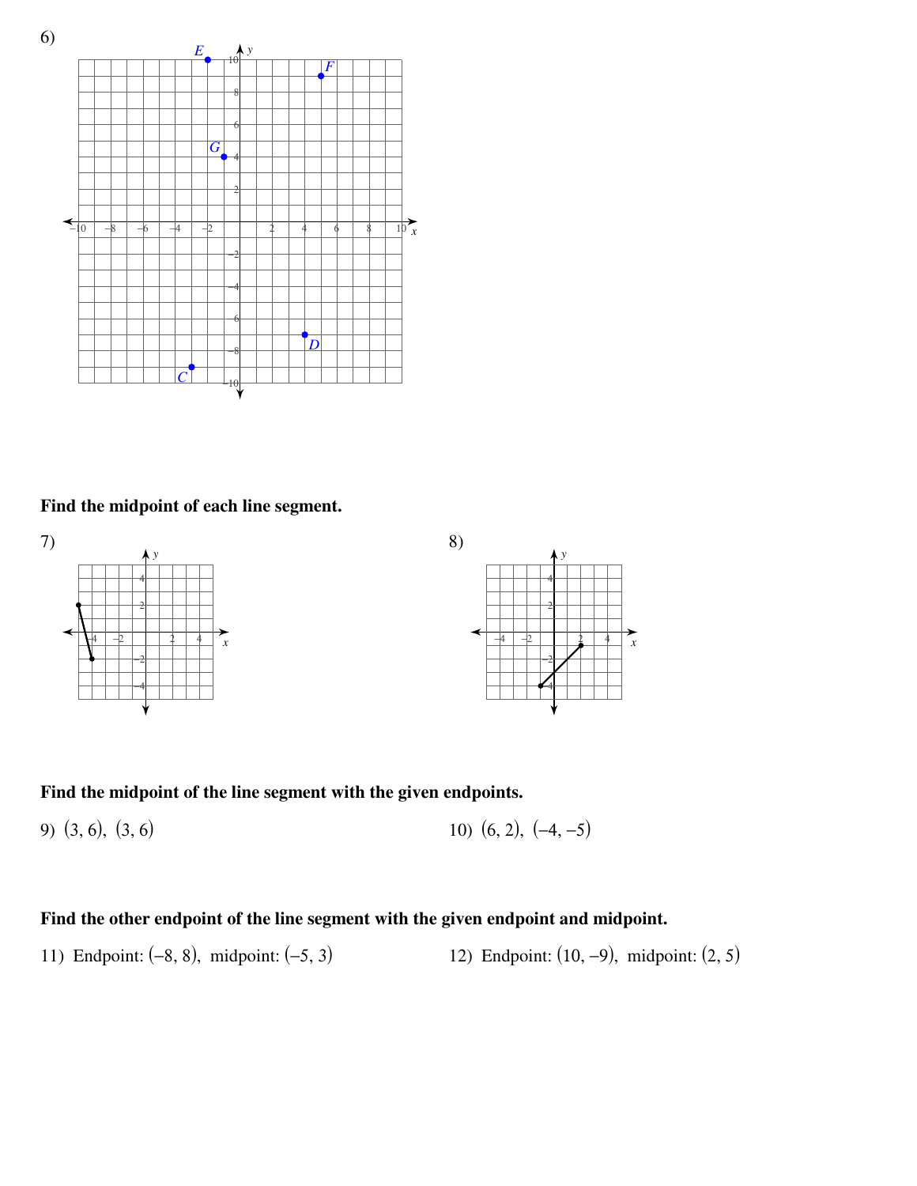6)

**Find the midpoint of each line segment.**

7)

8)

**Find the midpoint of the line segment with the given endpoints.**

9) $(3, 6)$, $(3, 6)$

10) $(6, 2)$, $(-4, -5)$

**Find the other endpoint of the line segment with the given endpoint and midpoint.**

11) Endpoint: $(-8, 8)$, midpoint: $(-5, 3)$

12) Endpoint: $(10, -9)$, midpoint: $(2, 5)$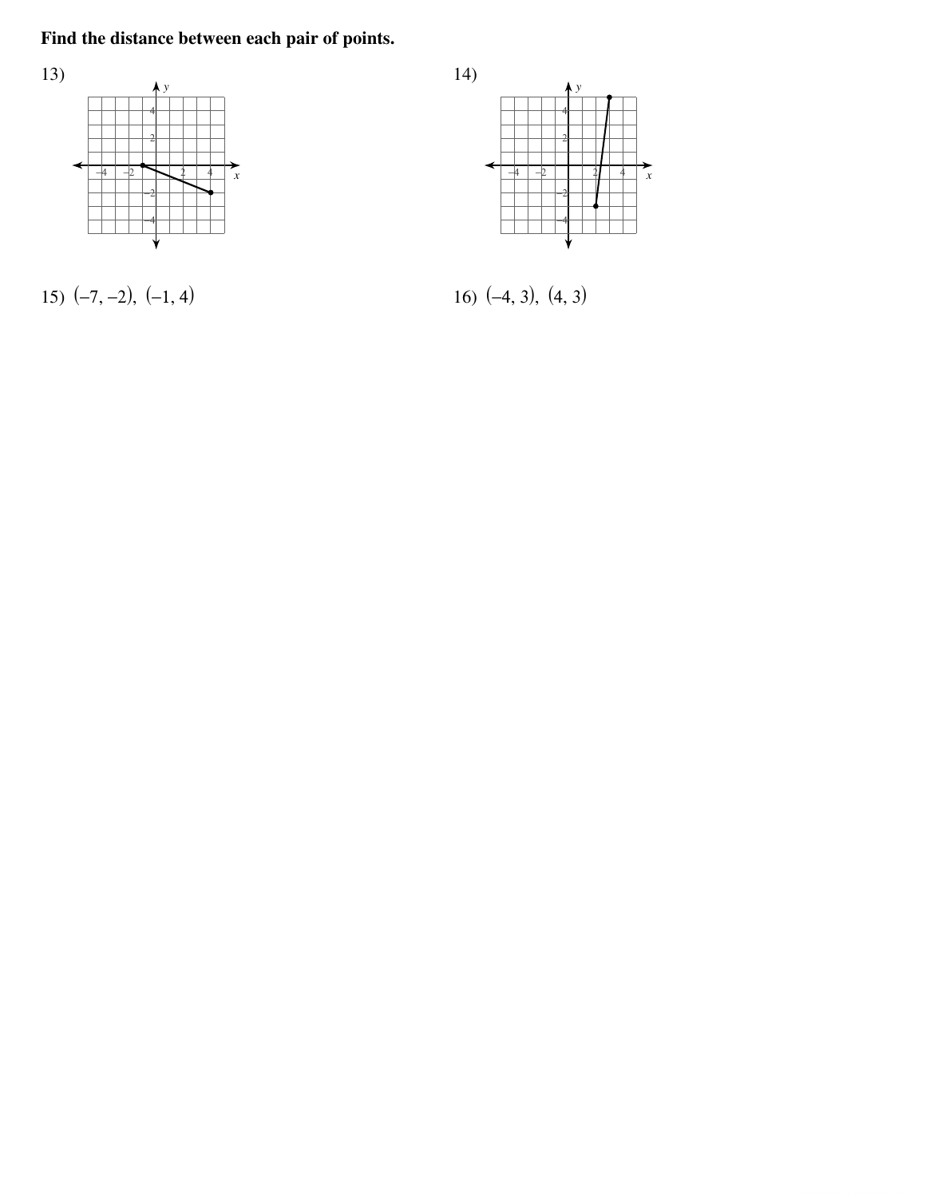**Find the distance between each pair of points.**

13)

14)

15) $(-7, -2)$, $(-1, 4)$

16) $(-4, 3)$, $(4, 3)$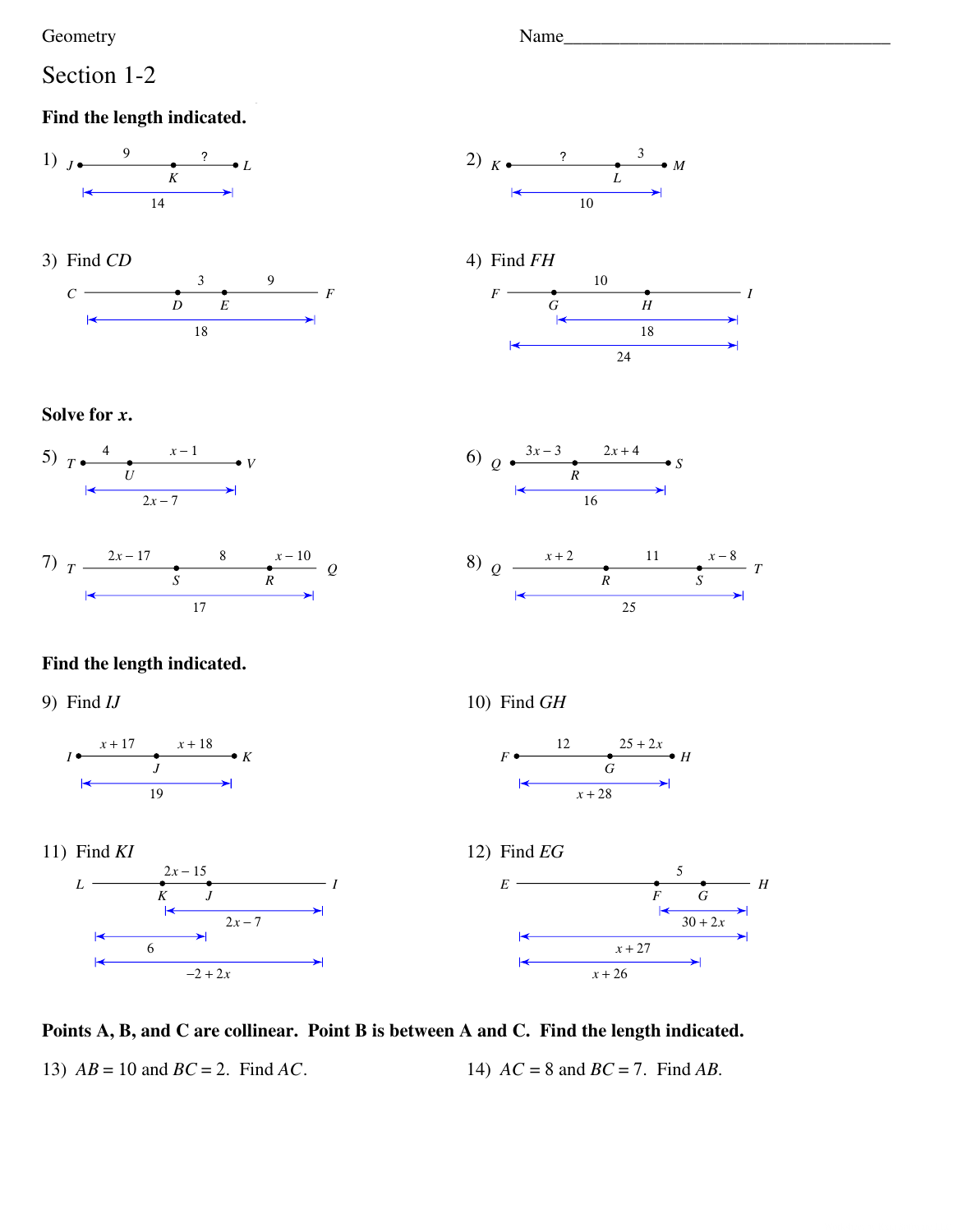Geometry

Name____________________________________

# Section 1-2

**Find the length indicated.**

1) $J$ ——9—— $K$ ——?—— $L$; $JL = 14$

2) $K$ ——?—— $L$ ——3—— $M$; $KM = 10$

3) Find $CD$

$C$ —— $D$ ——3—— $E$ ——9—— $F$; $CF = 18$

4) Find $FH$

$F$ —— $G$ ——10—— $H$ —— $I$; $GI = 18$; $FI = 24$

**Solve for *x*.**

5) $T$ ——4—— $U$ ——$x - 1$—— $V$; $TV = 2x - 7$

6) $Q$ ——$3x - 3$—— $R$ ——$2x + 4$—— $S$; $QS = 16$

7) $T$ ——$2x - 17$—— $S$ ——8—— $R$ ——$x - 10$—— $Q$; $TQ = 17$

8) $Q$ ——$x + 2$—— $R$ ——11—— $S$ ——$x - 8$—— $T$; $QT = 25$

**Find the length indicated.**

9) Find $IJ$

$I$ ——$x + 17$—— $J$ ——$x + 18$—— $K$; $IK = 19$

10) Find $GH$

$F$ ——12—— $G$ ——$25 + 2x$—— $H$; $FH = x + 28$

11) Find $KI$

$L$ —— $K$ ——$2x - 15$—— $J$ —— $I$; $KI = 2x - 7$; $LJ = 6$; $LI = -2 + 2x$

12) Find $EG$

$E$ —— $F$ ——5—— $G$ —— $H$; $FH = 30 + 2x$; $EH = x + 27$; $EG = x + 26$

**Points A, B, and C are collinear. Point B is between A and C. Find the length indicated.**

13) $AB = 10$ and $BC = 2$. Find $AC$.

14) $AC = 8$ and $BC = 7$. Find $AB$.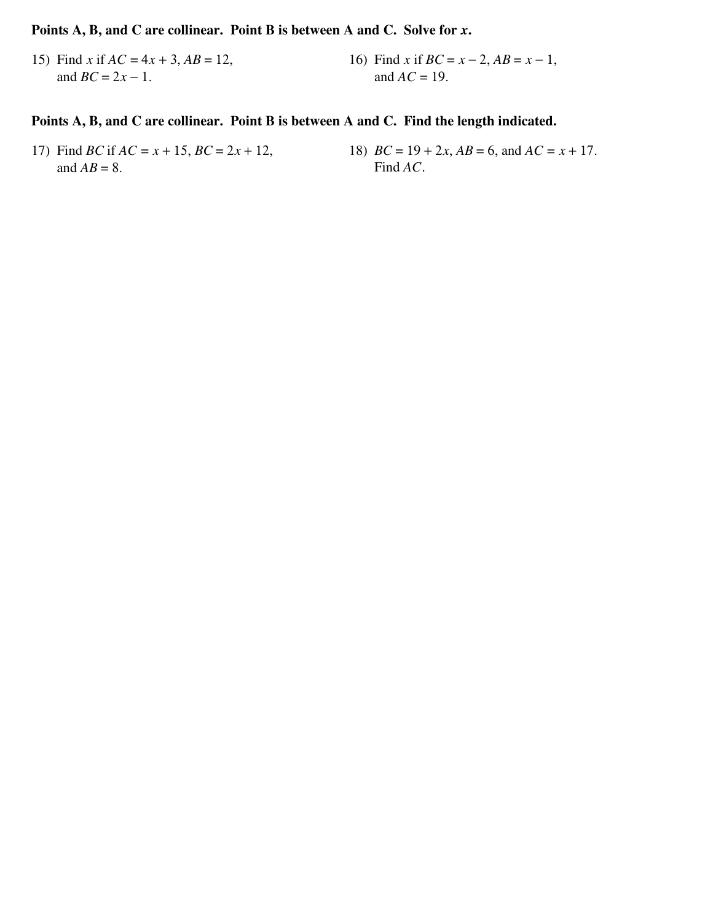**Points A, B, and C are collinear. Point B is between A and C. Solve for $x$.**

15) Find $x$ if $AC = 4x + 3$, $AB = 12$, and $BC = 2x - 1$.

16) Find $x$ if $BC = x - 2$, $AB = x - 1$, and $AC = 19$.

**Points A, B, and C are collinear. Point B is between A and C. Find the length indicated.**

17) Find $BC$ if $AC = x + 15$, $BC = 2x + 12$, and $AB = 8$.

18) $BC = 19 + 2x$, $AB = 6$, and $AC = x + 17$. Find $AC$.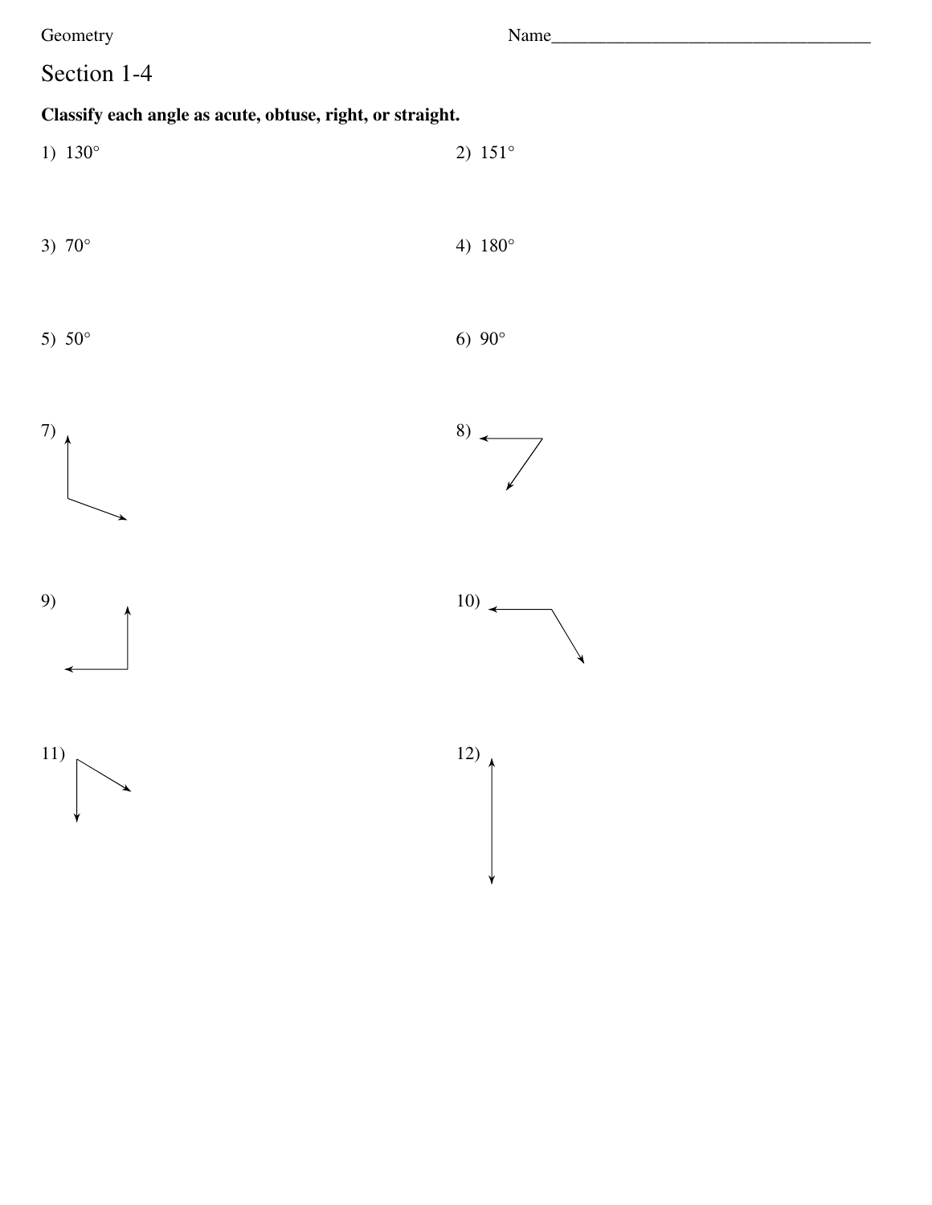Geometry

Name___________________________________

# Section 1-4

**Classify each angle as acute, obtuse, right, or straight.**

1) 130°

2) 151°

3) 70°

4) 180°

5) 50°

6) 90°

7)

8)

9)

10)

11)

12)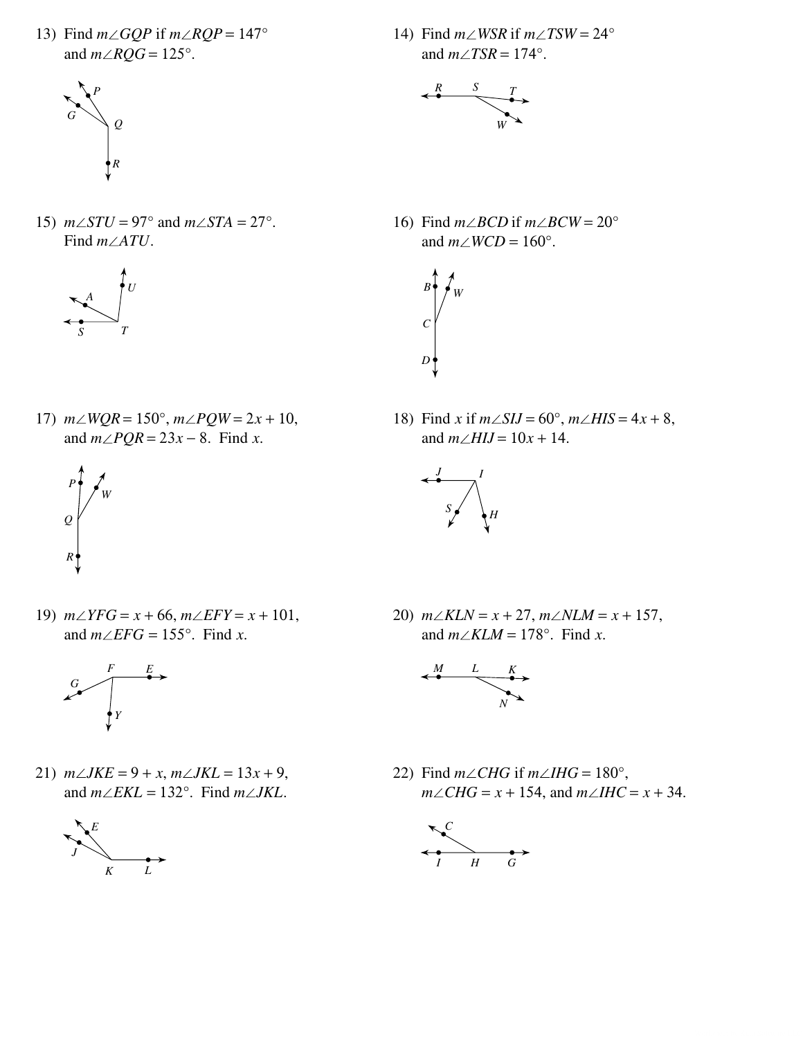13) Find $m\angle GQP$ if $m\angle RQP = 147°$ and $m\angle RQG = 125°$.

14) Find $m\angle WSR$ if $m\angle TSW = 24°$ and $m\angle TSR = 174°$.

15) $m\angle STU = 97°$ and $m\angle STA = 27°$. Find $m\angle ATU$.

16) Find $m\angle BCD$ if $m\angle BCW = 20°$ and $m\angle WCD = 160°$.

17) $m\angle WQR = 150°$, $m\angle PQW = 2x + 10$, and $m\angle PQR = 23x - 8$. Find $x$.

18) Find $x$ if $m\angle SIJ = 60°$, $m\angle HIS = 4x + 8$, and $m\angle HIJ = 10x + 14$.

19) $m\angle YFG = x + 66$, $m\angle EFY = x + 101$, and $m\angle EFG = 155°$. Find $x$.

20) $m\angle KLN = x + 27$, $m\angle NLM = x + 157$, and $m\angle KLM = 178°$. Find $x$.

21) $m\angle JKE = 9 + x$, $m\angle JKL = 13x + 9$, and $m\angle EKL = 132°$. Find $m\angle JKL$.

22) Find $m\angle CHG$ if $m\angle IHG = 180°$, $m\angle CHG = x + 154$, and $m\angle IHC = x + 34$.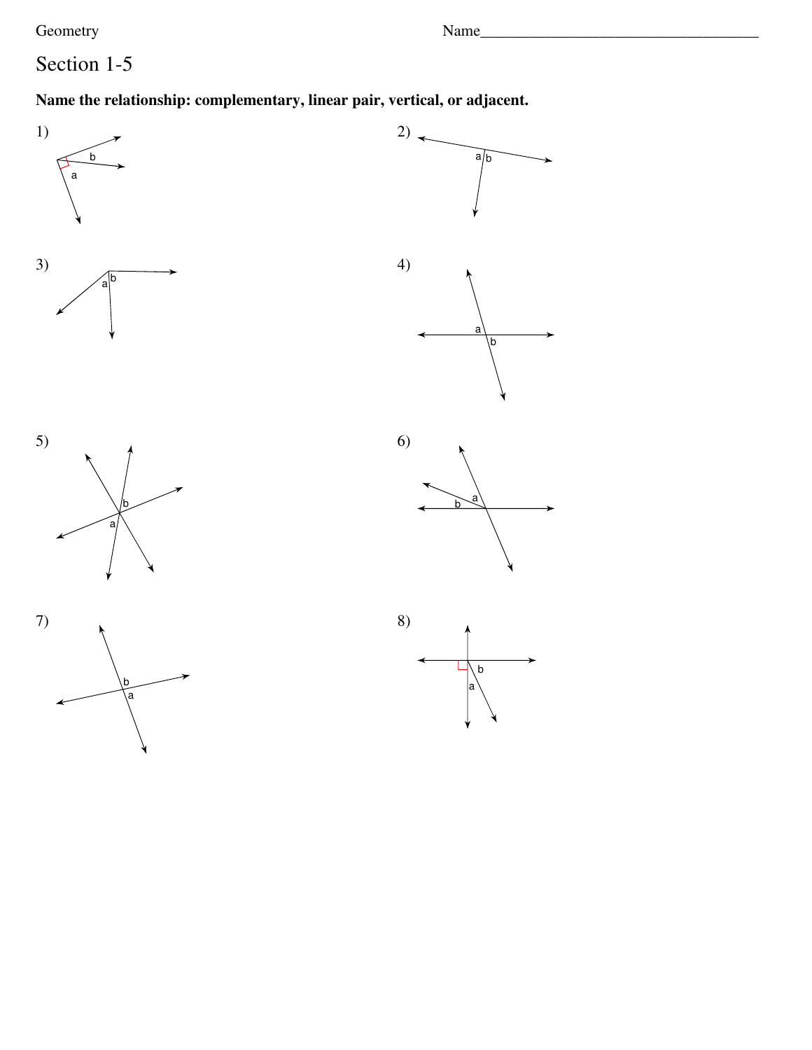Geometry

Name___________________________________

# Section 1-5

**Name the relationship: complementary, linear pair, vertical, or adjacent.**

1)

2)

3)

4)

5)

6)

7)

8)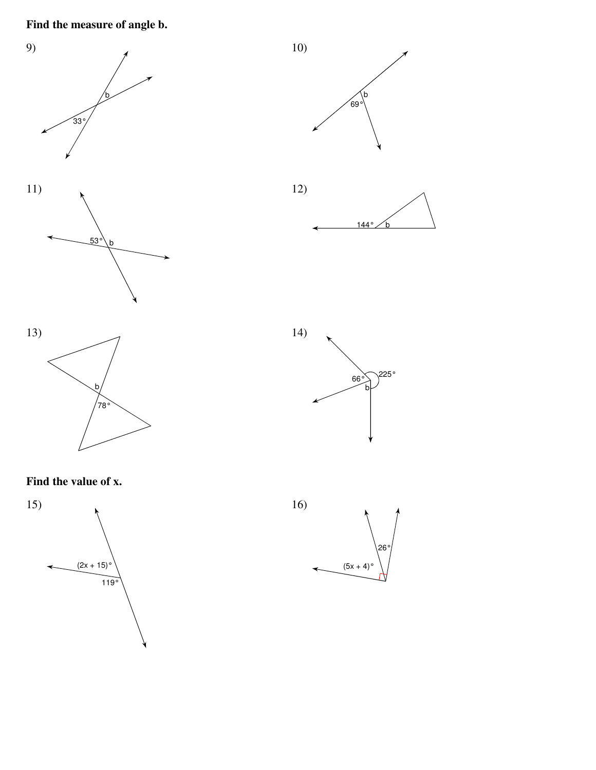**Find the measure of angle b.**

9) $33°$, $b$

10) $69°$, $b$

11) $53°$, $b$

12) $144°$, $b$

13) $b$, $78°$

14) $66°$, $225°$, $b$

**Find the value of x.**

15) $(2x + 15)°$, $119°$

16) $26°$, $(5x + 4)°$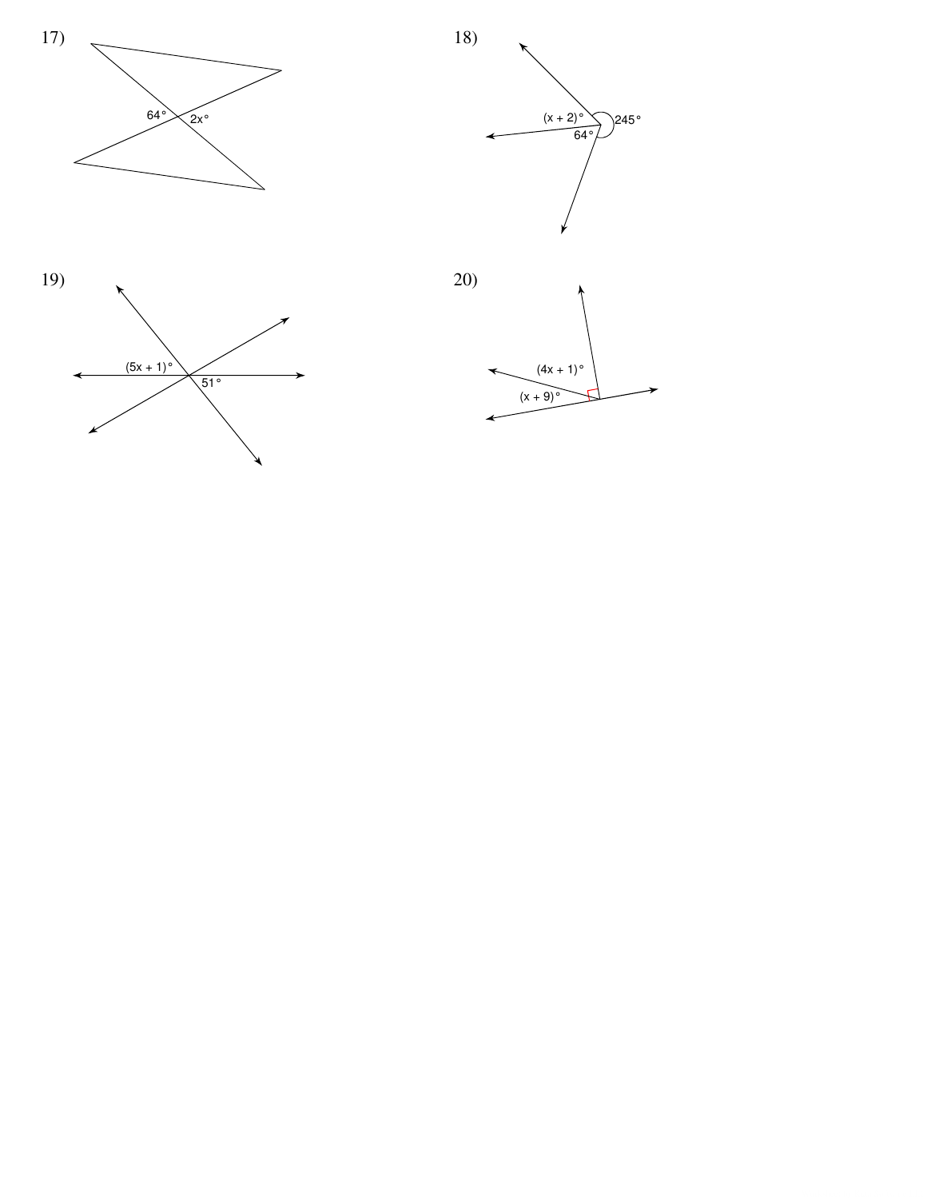17)

$64°$

$2x°$

18)

$(x + 2)°$

$64°$

$245°$

19)

$(5x + 1)°$

$51°$

20)

$(4x + 1)°$

$(x + 9)°$